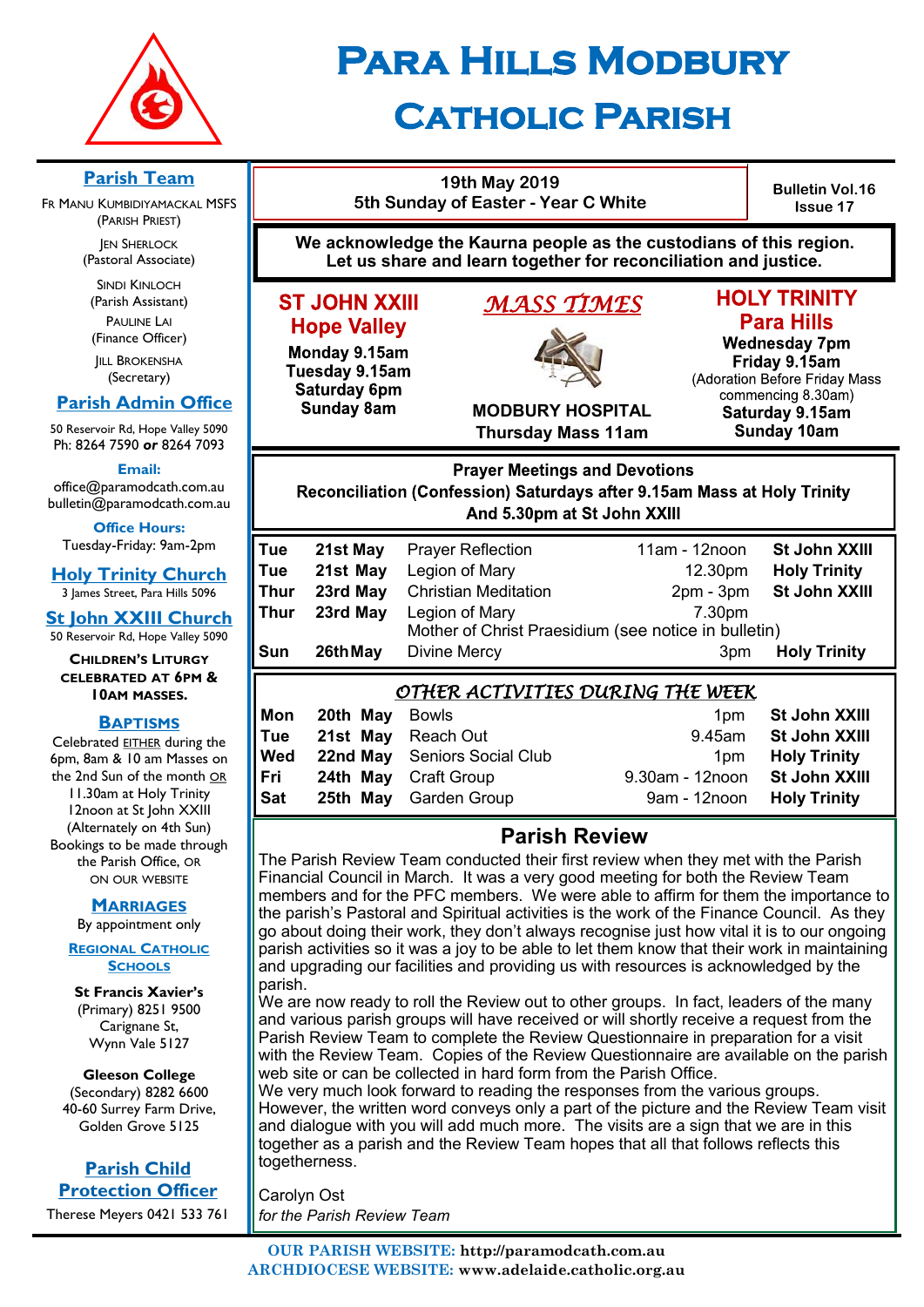# Para Hills Modbury Catholic Parish

19th May 2019
5th Sunday of Easter - Year C White

Bulletin Vol.16 Issue 17

**We acknowledge the Kaurna people as the custodians of this region. Let us share and learn together for reconciliation and justice.**

## *MASS TIMES*

### ST JOHN XXIII Hope Valley

**Monday 9.15am**
**Tuesday 9.15am**
**Saturday 6pm**
**Sunday 8am**

### MODBURY HOSPITAL

**Thursday Mass 11am**

### HOLY TRINITY Para Hills

**Wednesday 7pm**
**Friday 9.15am**
(Adoration Before Friday Mass commencing 8.30am)
**Saturday 9.15am**
**Sunday 10am**

## Prayer Meetings and Devotions

**Reconciliation (Confession) Saturdays after 9.15am Mass at Holy Trinity And 5.30pm at St John XXIII**

| | | | | |
|---|---|---|---|---|
| **Tue** | **21st May** | Prayer Reflection | 11am - 12noon | **St John XXIII** |
| **Tue** | **21st May** | Legion of Mary | 12.30pm | **Holy Trinity** |
| **Thur** | **23rd May** | Christian Meditation | 2pm - 3pm | **St John XXIII** |
| **Thur** | **23rd May** | Legion of Mary Mother of Christ Praesidium (see notice in bulletin) | 7.30pm | |
| **Sun** | **26th May** | Divine Mercy | 3pm | **Holy Trinity** |

## *OTHER ACTIVITIES DURING THE WEEK*

| | | | | |
|---|---|---|---|---|
| **Mon** | **20th May** | Bowls | 1pm | **St John XXIII** |
| **Tue** | **21st May** | Reach Out | 9.45am | **St John XXIII** |
| **Wed** | **22nd May** | Seniors Social Club | 1pm | **Holy Trinity** |
| **Fri** | **24th May** | Craft Group | 9.30am - 12noon | **St John XXIII** |
| **Sat** | **25th May** | Garden Group | 9am - 12noon | **Holy Trinity** |

## Parish Review

The Parish Review Team conducted their first review when they met with the Parish Financial Council in March. It was a very good meeting for both the Review Team members and for the PFC members. We were able to affirm for them the importance to the parish's Pastoral and Spiritual activities is the work of the Finance Council. As they go about doing their work, they don't always recognise just how vital it is to our ongoing parish activities so it was a joy to be able to let them know that their work in maintaining and upgrading our facilities and providing us with resources is acknowledged by the parish.

We are now ready to roll the Review out to other groups. In fact, leaders of the many and various parish groups will have received or will shortly receive a request from the Parish Review Team to complete the Review Questionnaire in preparation for a visit with the Review Team. Copies of the Review Questionnaire are available on the parish web site or can be collected in hard form from the Parish Office.

We very much look forward to reading the responses from the various groups. However, the written word conveys only a part of the picture and the Review Team visit and dialogue with you will add much more. The visits are a sign that we are in this together as a parish and the Review Team hopes that all that follows reflects this togetherness.

Carolyn Ost
*for the Parish Review Team*

## Parish Team

Fr Manu Kumbidiyamackal MSFS (Parish Priest)

Jen Sherlock (Pastoral Associate)

Sindi Kinloch (Parish Assistant)

Pauline Lai (Finance Officer)

Jill Brokensha (Secretary)

## Parish Admin Office

50 Reservoir Rd, Hope Valley 5090
Ph: 8264 7590 **or** 8264 7093

**Email:**
office@paramodcath.com.au
bulletin@paramodcath.com.au

**Office Hours:**
Tuesday-Friday: 9am-2pm

## Holy Trinity Church

3 James Street, Para Hills 5096

## St John XXIII Church

50 Reservoir Rd, Hope Valley 5090

**Children's Liturgy celebrated at 6pm & 10am Masses.**

## Baptisms

Celebrated EITHER during the 6pm, 8am & 10 am Masses on the 2nd Sun of the month OR 11.30am at Holy Trinity 12noon at St John XXIII (Alternately on 4th Sun) Bookings to be made through the Parish Office, OR on our website

## Marriages

By appointment only

## Regional Catholic Schools

**St Francis Xavier's**
(Primary) 8251 9500
Carignane St,
Wynn Vale 5127

**Gleeson College**
(Secondary) 8282 6600
40-60 Surrey Farm Drive,
Golden Grove 5125

## Parish Child Protection Officer

Therese Meyers 0421 533 761

**OUR PARISH WEBSITE:** http://paramodcath.com.au
**ARCHDIOCESE WEBSITE:** www.adelaide.catholic.org.au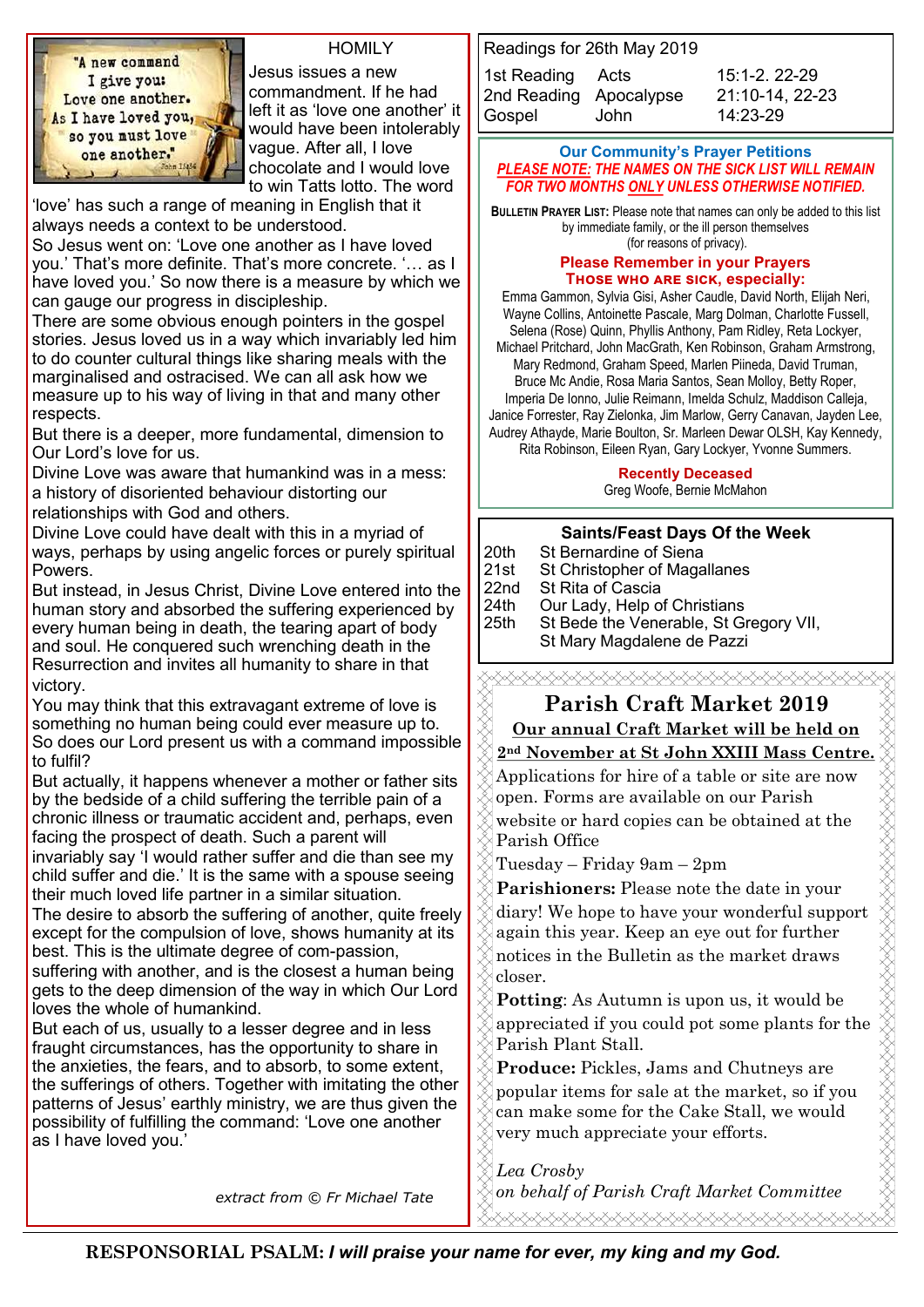## HOMILY

Jesus issues a new commandment. If he had left it as 'love one another' it would have been intolerably vague. After all, I love chocolate and I would love to win Tatts lotto. The word 'love' has such a range of meaning in English that it always needs a context to be understood.

So Jesus went on: 'Love one another as I have loved you.' That's more definite. That's more concrete. '… as I have loved you.' So now there is a measure by which we can gauge our progress in discipleship.

There are some obvious enough pointers in the gospel stories. Jesus loved us in a way which invariably led him to do counter cultural things like sharing meals with the marginalised and ostracised. We can all ask how we measure up to his way of living in that and many other respects.

But there is a deeper, more fundamental, dimension to Our Lord's love for us.

Divine Love was aware that humankind was in a mess: a history of disoriented behaviour distorting our relationships with God and others.

Divine Love could have dealt with this in a myriad of ways, perhaps by using angelic forces or purely spiritual Powers.

But instead, in Jesus Christ, Divine Love entered into the human story and absorbed the suffering experienced by every human being in death, the tearing apart of body and soul. He conquered such wrenching death in the Resurrection and invites all humanity to share in that victory.

You may think that this extravagant extreme of love is something no human being could ever measure up to. So does our Lord present us with a command impossible to fulfil?

But actually, it happens whenever a mother or father sits by the bedside of a child suffering the terrible pain of a chronic illness or traumatic accident and, perhaps, even facing the prospect of death. Such a parent will invariably say 'I would rather suffer and die than see my child suffer and die.' It is the same with a spouse seeing their much loved life partner in a similar situation.

The desire to absorb the suffering of another, quite freely except for the compulsion of love, shows humanity at its best. This is the ultimate degree of com-passion, suffering with another, and is the closest a human being gets to the deep dimension of the way in which Our Lord loves the whole of humankind.

But each of us, usually to a lesser degree and in less fraught circumstances, has the opportunity to share in the anxieties, the fears, and to absorb, to some extent, the sufferings of others. Together with imitating the other patterns of Jesus' earthly ministry, we are thus given the possibility of fulfilling the command: 'Love one another as I have loved you.'

*extract from © Fr Michael Tate*

## Readings for 26th May 2019

| | | |
|---|---|---|
| 1st Reading | Acts | 15:1-2. 22-29 |
| 2nd Reading | Apocalypse | 21:10-14, 22-23 |
| Gospel | John | 14:23-29 |

### Our Community's Prayer Petitions

***PLEASE NOTE: THE NAMES ON THE SICK LIST WILL REMAIN FOR TWO MONTHS ONLY UNLESS OTHERWISE NOTIFIED.***

**BULLETIN PRAYER LIST:** Please note that names can only be added to this list by immediate family, or the ill person themselves (for reasons of privacy).

**Please Remember in your Prayers**
**THOSE WHO ARE SICK, especially:**

Emma Gammon, Sylvia Gisi, Asher Caudle, David North, Elijah Neri, Wayne Collins, Antoinette Pascale, Marg Dolman, Charlotte Fussell, Selena (Rose) Quinn, Phyllis Anthony, Pam Ridley, Reta Lockyer, Michael Pritchard, John MacGrath, Ken Robinson, Graham Armstrong, Mary Redmond, Graham Speed, Marlen Piineda, David Truman, Bruce Mc Andie, Rosa Maria Santos, Sean Molloy, Betty Roper, Imperia De Ionno, Julie Reimann, Imelda Schulz, Maddison Calleja, Janice Forrester, Ray Zielonka, Jim Marlow, Gerry Canavan, Jayden Lee, Audrey Athayde, Marie Boulton, Sr. Marleen Dewar OLSH, Kay Kennedy, Rita Robinson, Eileen Ryan, Gary Lockyer, Yvonne Summers.

**Recently Deceased**
Greg Woofe, Bernie McMahon

### Saints/Feast Days Of the Week

| | |
|---|---|
| 20th | St Bernardine of Siena |
| 21st | St Christopher of Magallanes |
| 22nd | St Rita of Cascia |
| 24th | Our Lady, Help of Christians |
| 25th | St Bede the Venerable, St Gregory VII, St Mary Magdalene de Pazzi |

## Parish Craft Market 2019

**Our annual Craft Market will be held on 2nd November at St John XXIII Mass Centre.**

Applications for hire of a table or site are now open. Forms are available on our Parish website or hard copies can be obtained at the Parish Office

Tuesday – Friday 9am – 2pm

**Parishioners:** Please note the date in your diary! We hope to have your wonderful support again this year. Keep an eye out for further notices in the Bulletin as the market draws closer.

**Potting**: As Autumn is upon us, it would be appreciated if you could pot some plants for the Parish Plant Stall.

**Produce:** Pickles, Jams and Chutneys are popular items for sale at the market, so if you can make some for the Cake Stall, we would very much appreciate your efforts.

*Lea Crosby*
*on behalf of Parish Craft Market Committee*

**RESPONSORIAL PSALM: *I will praise your name for ever, my king and my God.***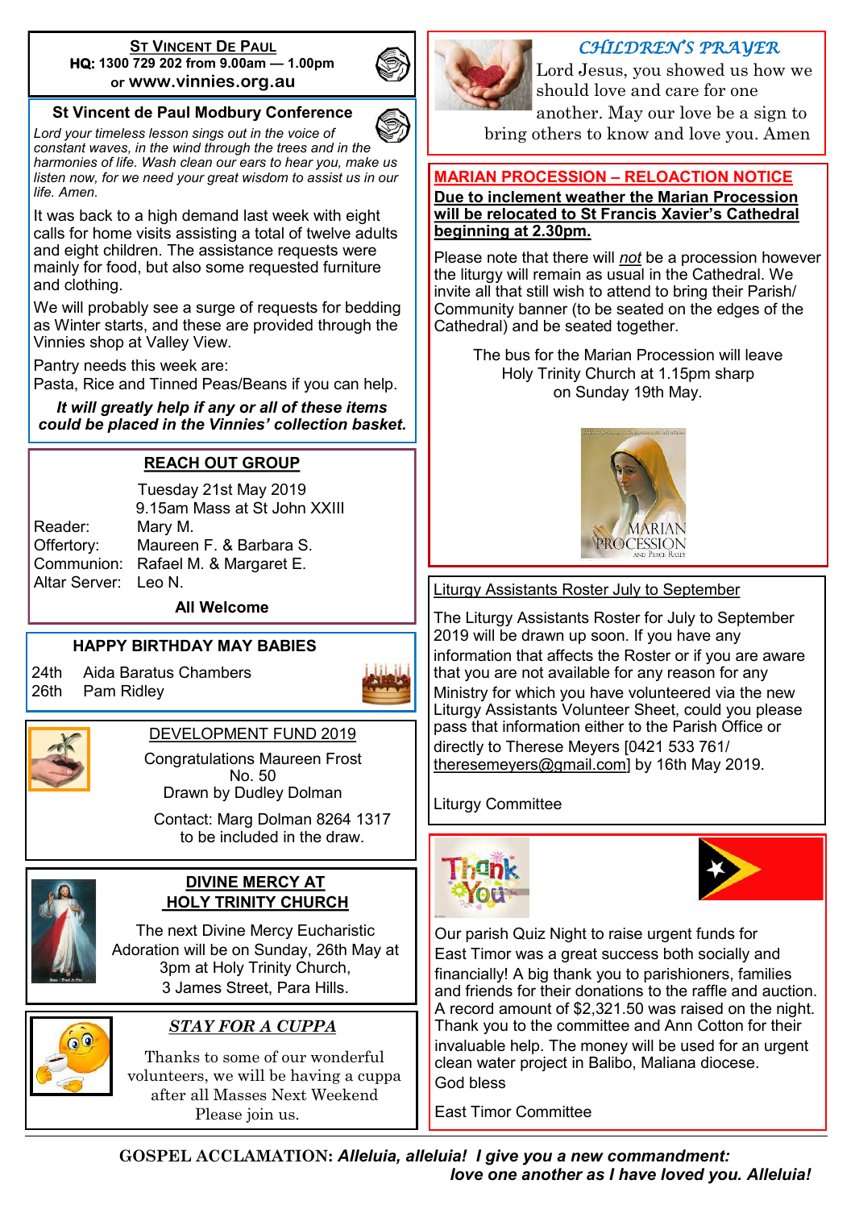## ST VINCENT DE PAUL

**HQ: 1300 729 202 from 9.00am — 1.00pm or www.vinnies.org.au**

## St Vincent de Paul Modbury Conference

*Lord your timeless lesson sings out in the voice of constant waves, in the wind through the trees and in the harmonies of life. Wash clean our ears to hear you, make us listen now, for we need your great wisdom to assist us in our life. Amen.*

It was back to a high demand last week with eight calls for home visits assisting a total of twelve adults and eight children. The assistance requests were mainly for food, but also some requested furniture and clothing.

We will probably see a surge of requests for bedding as Winter starts, and these are provided through the Vinnies shop at Valley View.

Pantry needs this week are:
Pasta, Rice and Tinned Peas/Beans if you can help.

***It will greatly help if any or all of these items could be placed in the Vinnies' collection basket.***

## REACH OUT GROUP

Tuesday 21st May 2019
9.15am Mass at St John XXIII

Reader: Mary M.
Offertory: Maureen F. & Barbara S.
Communion: Rafael M. & Margaret E.
Altar Server: Leo N.

**All Welcome**

## HAPPY BIRTHDAY MAY BABIES

24th Aida Baratus Chambers
26th Pam Ridley

## DEVELOPMENT FUND 2019

Congratulations Maureen Frost
No. 50
Drawn by Dudley Dolman

Contact: Marg Dolman 8264 1317 to be included in the draw.

## DIVINE MERCY AT HOLY TRINITY CHURCH

The next Divine Mercy Eucharistic Adoration will be on Sunday, 26th May at 3pm at Holy Trinity Church, 3 James Street, Para Hills.

## *STAY FOR A CUPPA*

Thanks to some of our wonderful volunteers, we will be having a cuppa after all Masses Next Weekend
Please join us.

## *CHILDREN'S PRAYER*

Lord Jesus, you showed us how we should love and care for one another. May our love be a sign to bring others to know and love you. Amen

## MARIAN PROCESSION – RELOACTION NOTICE

**Due to inclement weather the Marian Procession will be relocated to St Francis Xavier's Cathedral beginning at 2.30pm.**

Please note that there will *not* be a procession however the liturgy will remain as usual in the Cathedral. We invite all that still wish to attend to bring their Parish/ Community banner (to be seated on the edges of the Cathedral) and be seated together.

The bus for the Marian Procession will leave Holy Trinity Church at 1.15pm sharp on Sunday 19th May.

## Liturgy Assistants Roster July to September

The Liturgy Assistants Roster for July to September 2019 will be drawn up soon. If you have any information that affects the Roster or if you are aware that you are not available for any reason for any Ministry for which you have volunteered via the new Liturgy Assistants Volunteer Sheet, could you please pass that information either to the Parish Office or directly to Therese Meyers [0421 533 761/ theresemeyers@gmail.com] by 16th May 2019.

Liturgy Committee

Our parish Quiz Night to raise urgent funds for East Timor was a great success both socially and financially! A big thank you to parishioners, families and friends for their donations to the raffle and auction. A record amount of $2,321.50 was raised on the night. Thank you to the committee and Ann Cotton for their invaluable help. The money will be used for an urgent clean water project in Balibo, Maliana diocese.
God bless

East Timor Committee

**GOSPEL ACCLAMATION:** ***Alleluia, alleluia! I give you a new commandment: love one another as I have loved you. Alleluia!***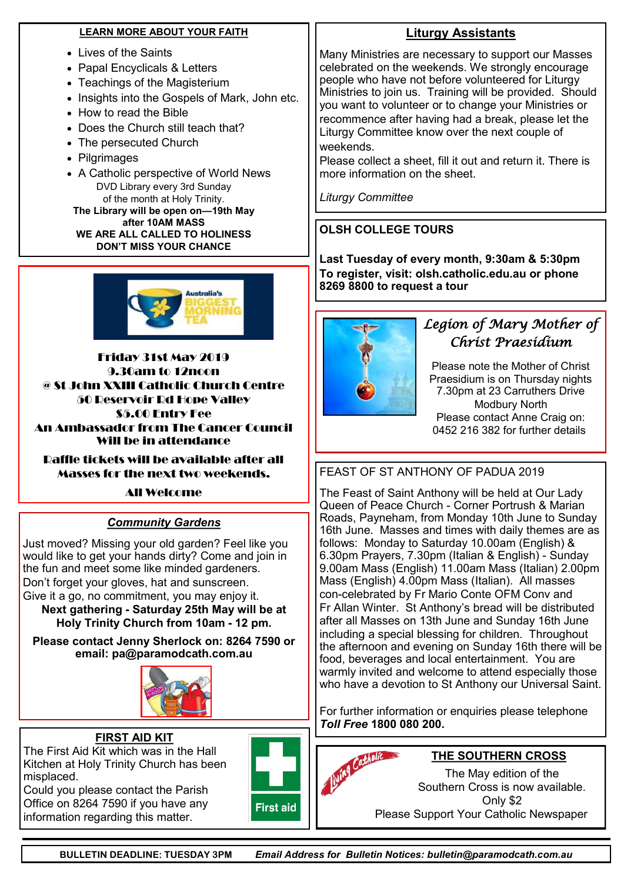## LEARN MORE ABOUT YOUR FAITH

- Lives of the Saints
- Papal Encyclicals & Letters
- Teachings of the Magisterium
- Insights into the Gospels of Mark, John etc.
- How to read the Bible
- Does the Church still teach that?
- The persecuted Church
- Pilgrimages
- A Catholic perspective of World News

DVD Library every 3rd Sunday of the month at Holy Trinity.

**The Library will be open on—19th May after 10AM MASS**

**WE ARE ALL CALLED TO HOLINESS**

**DON'T MISS YOUR CHANCE**

## Australia's Biggest Morning Tea

**Friday 31st May 2019**
**9.30am to 12noon**
**@ St John XXIII Catholic Church Centre**
**50 Reservoir Rd Hope Valley**
**$5.00 Entry Fee**
**An Ambassador from The Cancer Council Will be in attendance**

**Raffle tickets will be available after all Masses for the next two weekends.**

**All Welcome**

## *Community Gardens*

Just moved? Missing your old garden? Feel like you would like to get your hands dirty? Come and join in the fun and meet some like minded gardeners.
Don't forget your gloves, hat and sunscreen.
Give it a go, no commitment, you may enjoy it.

**Next gathering - Saturday 25th May will be at Holy Trinity Church from 10am - 12 pm.**

**Please contact Jenny Sherlock on: 8264 7590 or email: pa@paramodcath.com.au**

## FIRST AID KIT

The First Aid Kit which was in the Hall Kitchen at Holy Trinity Church has been misplaced.
Could you please contact the Parish Office on 8264 7590 if you have any information regarding this matter.

## Liturgy Assistants

Many Ministries are necessary to support our Masses celebrated on the weekends. We strongly encourage people who have not before volunteered for Liturgy Ministries to join us. Training will be provided. Should you want to volunteer or to change your Ministries or recommence after having had a break, please let the Liturgy Committee know over the next couple of weekends.
Please collect a sheet, fill it out and return it. There is more information on the sheet.

*Liturgy Committee*

## OLSH COLLEGE TOURS

**Last Tuesday of every month, 9:30am & 5:30pm**
**To register, visit: olsh.catholic.edu.au or phone 8269 8800 to request a tour**

## *Legion of Mary Mother of Christ Praesidium*

Please note the Mother of Christ Praesidium is on Thursday nights 7.30pm at 23 Carruthers Drive Modbury North
Please contact Anne Craig on: 0452 216 382 for further details

## FEAST OF ST ANTHONY OF PADUA 2019

The Feast of Saint Anthony will be held at Our Lady Queen of Peace Church - Corner Portrush & Marian Roads, Payneham, from Monday 10th June to Sunday 16th June. Masses and times with daily themes are as follows: Monday to Saturday 10.00am (English) & 6.30pm Prayers, 7.30pm (Italian & English) - Sunday 9.00am Mass (English) 11.00am Mass (Italian) 2.00pm Mass (English) 4.00pm Mass (Italian). All masses con-celebrated by Fr Mario Conte OFM Conv and Fr Allan Winter. St Anthony's bread will be distributed after all Masses on 13th June and Sunday 16th June including a special blessing for children. Throughout the afternoon and evening on Sunday 16th there will be food, beverages and local entertainment. You are warmly invited and welcome to attend especially those who have a devotion to St Anthony our Universal Saint.

For further information or enquiries please telephone ***Toll Free*** **1800 080 200.**

## THE SOUTHERN CROSS

The May edition of the Southern Cross is now available.
Only $2
Please Support Your Catholic Newspaper

**BULLETIN DEADLINE: TUESDAY 3PM** ***Email Address for Bulletin Notices: bulletin@paramodcath.com.au***